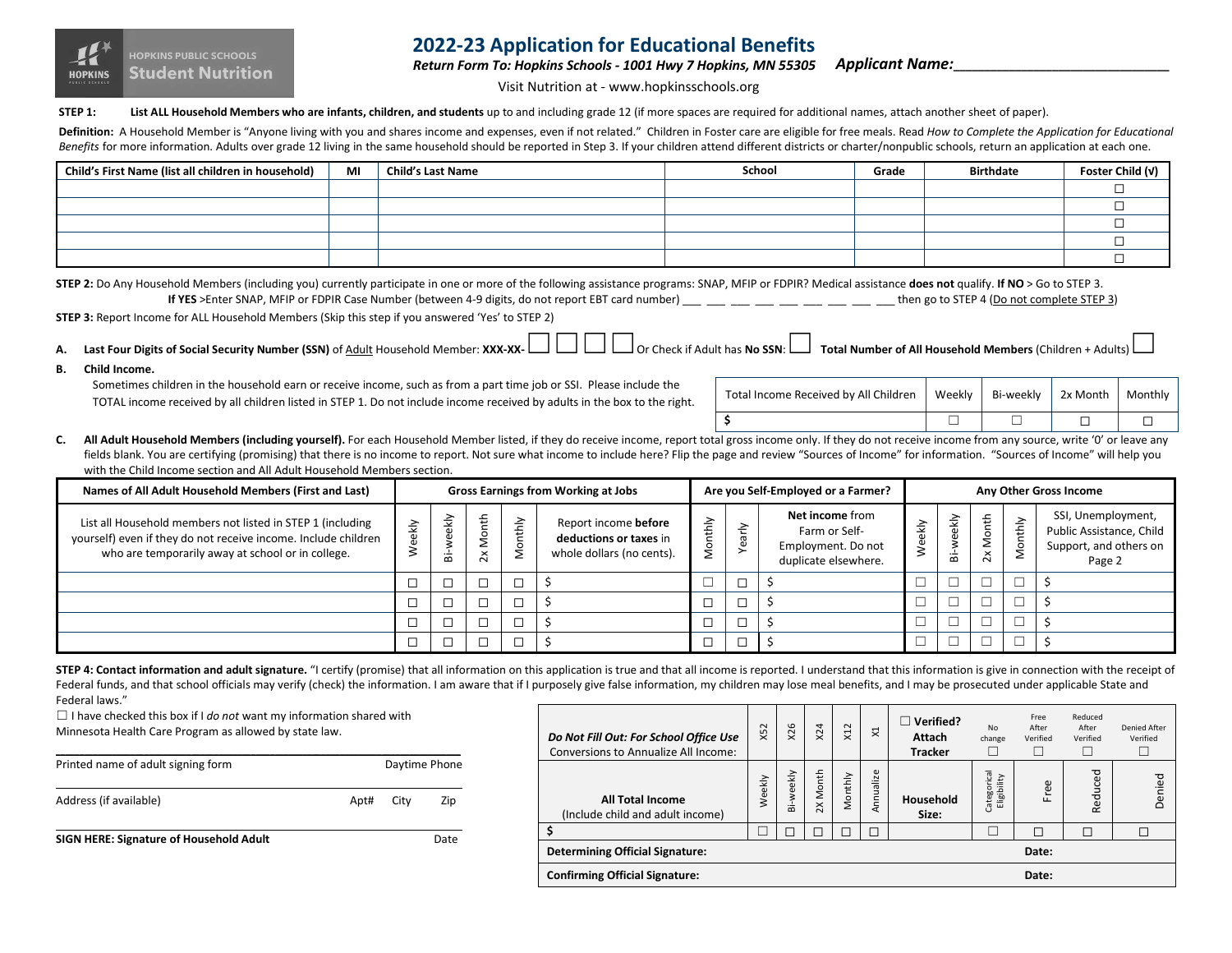HOPKINS PUBLIC SCHOOLS **Student Nutrition**

# 2022-23 Application for Educational Benefits

***Return To: Hopkins Schools - 1001 Hwy 7 Hopkins, MN 55305*** ***Applicant Name:___________________________***

Visit Nutrition at - www.hopkinsschools.org

**STEP 1:** **List ALL Household Members who are infants, children, and students** up to and including grade 12 (if more spaces are required for additional names, attach another sheet of paper).

**Definition:** A Household Member is "Anyone living with you and shares income and expenses, even if not related." Children in Foster care are eligible for free meals. Read *How to Complete the Application for Educational Benefits* for more information. Adults over grade 12 living in the same household should be reported in Step 3. If your children attend different districts or charter/nonpublic schools, return an application at each one.

| Child's First Name (list all children in household) | MI | Child's Last Name | School | Grade | Birthdate | Foster Child (√) |
|---|---|---|---|---|---|---|
| | | | | | | ☐ |
| | | | | | | ☐ |
| | | | | | | ☐ |
| | | | | | | ☐ |
| | | | | | | ☐ |

**STEP 2:** Do Any Household Members (including you) currently participate in one or more of the following assistance programs: SNAP, MFIP or FDPIR? Medical assistance **does not** qualify. **If NO** > Go to STEP 3.
**If YES** >Enter SNAP, MFIP or FDPIR Case Number (between 4-9 digits, do not report EBT card number) ___ ___ ___ ___ ___ ___ ___ ___ ___ then go to STEP 4 (Do not complete STEP 3)

**STEP 3:** Report Income for ALL Household Members (Skip this step if you answered 'Yes' to STEP 2)

**A. Last Four Digits of Social Security Number (SSN)** of Adult Household Member: **XXX-XX-** ☐ ☐ ☐ ☐ Or Check if Adult has **No SSN**: ☐ **Total Number of All Household Members** (Children + Adults) ☐

**B. Child Income.**

Sometimes children in the household earn or receive income, such as from a part time job or SSI. Please include the TOTAL income received by all children listed in STEP 1. Do not include income received by adults in the box to the right.

| Total Income Received by All Children | Weekly | Bi-weekly | 2x Month | Monthly |
|---|---|---|---|---|
| $ | ☐ | ☐ | ☐ | ☐ |

**C. All Adult Household Members (including yourself).** For each Household Member listed, if they do receive income, report total gross income only. If they do not receive income from any source, write '0' or leave any fields blank. You are certifying (promising) that there is no income to report. Not sure what income to include here? Flip the page and review "Sources of Income" for information. "Sources of Income" will help you with the Child Income section and All Adult Household Members section.

| Names of All Adult Household Members (First and Last) | Gross Earnings from Working at Jobs | | | | | Are you Self-Employed or a Farmer? | | | Any Other Gross Income | | | | |
|---|---|---|---|---|---|---|---|---|---|---|---|---|---|
| List all Household members not listed in STEP 1 (including yourself) even if they do not receive income. Include children who are temporarily away at school or in college. | Weekly | Bi-weekly | 2x Month | Monthly | Report income **before deductions or taxes** in whole dollars (no cents). | Monthly | Yearly | **Net income** from Farm or Self-Employment. Do not duplicate elsewhere. | Weekly | Bi-weekly | 2x Month | Monthly | SSI, Unemployment, Public Assistance, Child Support, and others on Page 2 |
| | ☐ | ☐ | ☐ | ☐ | $ | ☐ | ☐ | $ | ☐ | ☐ | ☐ | ☐ | $ |
| | ☐ | ☐ | ☐ | ☐ | $ | ☐ | ☐ | $ | ☐ | ☐ | ☐ | ☐ | $ |
| | ☐ | ☐ | ☐ | ☐ | $ | ☐ | ☐ | $ | ☐ | ☐ | ☐ | ☐ | $ |
| | ☐ | ☐ | ☐ | ☐ | $ | ☐ | ☐ | $ | ☐ | ☐ | ☐ | ☐ | $ |

**STEP 4: Contact information and adult signature.** "I certify (promise) that all information on this application is true and that all income is reported. I understand that this information is give in connection with the receipt of Federal funds, and that school officials may verify (check) the information. I am aware that if I purposely give false information, my children may lose meal benefits, and I may be prosecuted under applicable State and Federal laws."

☐ I have checked this box if I *do not* want my information shared with Minnesota Health Care Program as allowed by state law.

_______________________________________________
Printed name of adult signing form Daytime Phone

_______________________________________________
Address (if available) Apt# City Zip

_______________________________________________
**SIGN HERE: Signature of Household Adult** Date

| ***Do Not Fill Out: For School Office Use*** Conversions to Annualize All Income: | X52 | X26 | X24 | X12 | X1 | ☐ **Verified? Attach Tracker** | No change ☐ | Free After Verified ☐ | Reduced After Verified ☐ | Denied After Verified ☐ |
|---|---|---|---|---|---|---|---|---|---|---|
| **All Total Income** (Include child and adult income) | Weekly | Bi-weekly | 2X Month | Monthly | Annualize | **Household Size:** | Categorical Eligibility | Free | Reduced | Denied |
| **$** | ☐ | ☐ | ☐ | ☐ | ☐ | | ☐ | ☐ | ☐ | ☐ |
| **Determining Official Signature:** | | | | | | | | **Date:** | | |
| **Confirming Official Signature:** | | | | | | | | **Date:** | | |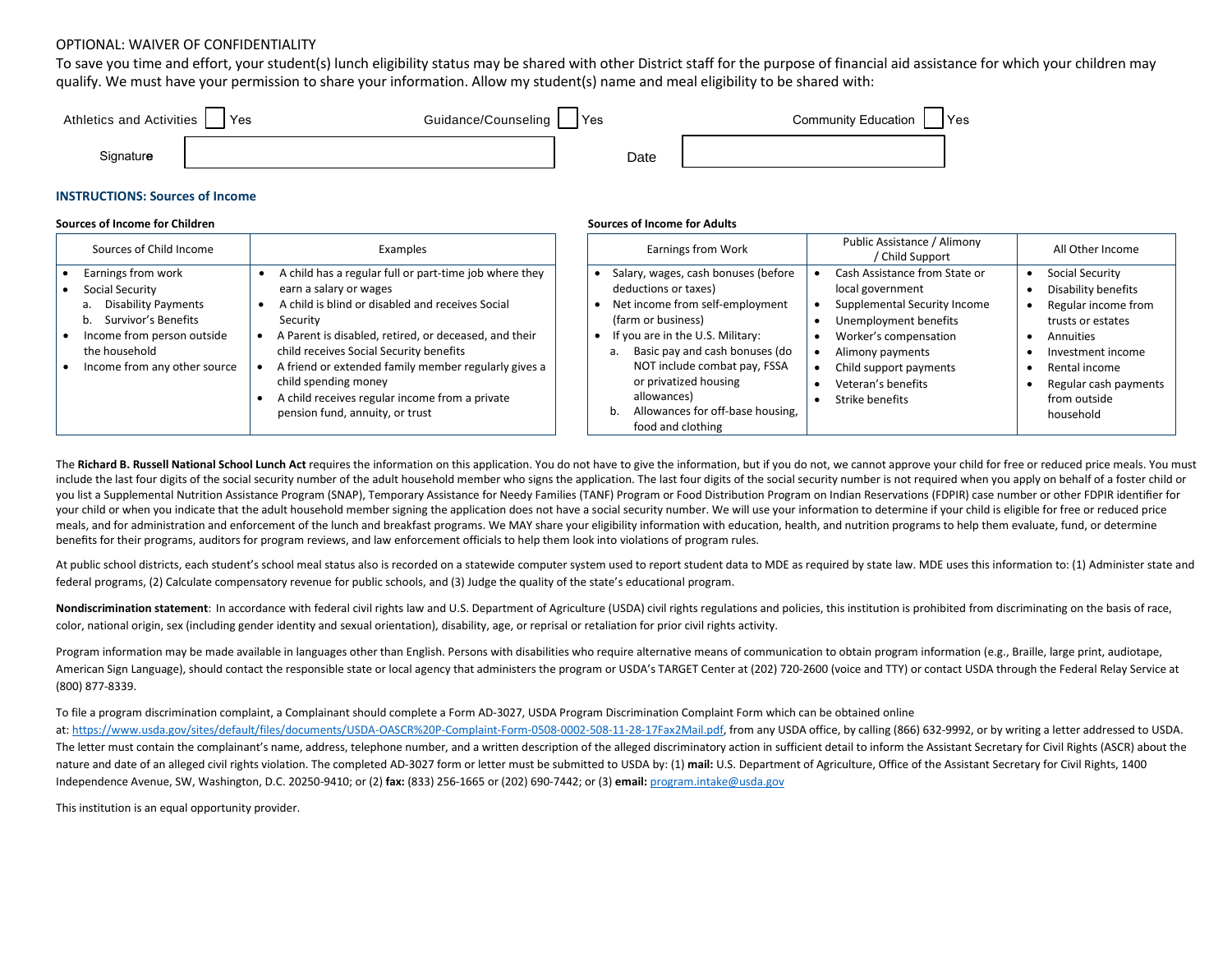OPTIONAL: WAIVER OF CONFIDENTIALITY

To save you time and effort, your student(s) lunch eligibility status may be shared with other District staff for the purpose of financial aid assistance for which your children may qualify. We must have your permission to share your information. Allow my student(s) name and meal eligibility to be shared with:

Athletics and Activities ☐ Yes Guidance/Counseling ☐ Yes Community Education ☐ Yes

Signature ______________________ Date ______________________

### INSTRUCTIONS: Sources of Income

**Sources of Income for Children**

| Sources of Child Income | Examples |
|---|---|
| • Earnings from work<br>• Social Security<br>a. Disability Payments<br>b. Survivor's Benefits<br>• Income from person outside the household<br>• Income from any other source | • A child has a regular full or part-time job where they earn a salary or wages<br>• A child is blind or disabled and receives Social Security<br>• A Parent is disabled, retired, or deceased, and their child receives Social Security benefits<br>• A friend or extended family member regularly gives a child spending money<br>• A child receives regular income from a private pension fund, annuity, or trust |

**Sources of Income for Adults**

| Earnings from Work | Public Assistance / Alimony / Child Support | All Other Income |
|---|---|---|
| • Salary, wages, cash bonuses (before deductions or taxes)<br>• Net income from self-employment (farm or business)<br>• If you are in the U.S. Military:<br>a. Basic pay and cash bonuses (do NOT include combat pay, FSSA or privatized housing allowances)<br>b. Allowances for off-base housing, food and clothing | • Cash Assistance from State or local government<br>• Supplemental Security Income<br>• Unemployment benefits<br>• Worker's compensation<br>• Alimony payments<br>• Child support payments<br>• Veteran's benefits<br>• Strike benefits | • Social Security<br>• Disability benefits<br>• Regular income from trusts or estates<br>• Annuities<br>• Investment income<br>• Rental income<br>• Regular cash payments from outside household |

The **Richard B. Russell National School Lunch Act** requires the information on this application. You do not have to give the information, but if you do not, we cannot approve your child for free or reduced price meals. You must include the last four digits of the social security number of the adult household member who signs the application. The last four digits of the social security number is not required when you apply on behalf of a foster child or you list a Supplemental Nutrition Assistance Program (SNAP), Temporary Assistance for Needy Families (TANF) Program or Food Distribution Program on Indian Reservations (FDPIR) case number or other FDPIR identifier for your child or when you indicate that the adult household member signing the application does not have a social security number. We will use your information to determine if your child is eligible for free or reduced price meals, and for administration and enforcement of the lunch and breakfast programs. We MAY share your eligibility information with education, health, and nutrition programs to help them evaluate, fund, or determine benefits for their programs, auditors for program reviews, and law enforcement officials to help them look into violations of program rules.

At public school districts, each student's school meal status also is recorded on a statewide computer system used to report student data to MDE as required by state law. MDE uses this information to: (1) Administer state and federal programs, (2) Calculate compensatory revenue for public schools, and (3) Judge the quality of the state's educational program.

**Nondiscrimination statement**: In accordance with federal civil rights law and U.S. Department of Agriculture (USDA) civil rights regulations and policies, this institution is prohibited from discriminating on the basis of race, color, national origin, sex (including gender identity and sexual orientation), disability, age, or reprisal or retaliation for prior civil rights activity.

Program information may be made available in languages other than English. Persons with disabilities who require alternative means of communication to obtain program information (e.g., Braille, large print, audiotape, American Sign Language), should contact the responsible state or local agency that administers the program or USDA's TARGET Center at (202) 720-2600 (voice and TTY) or contact USDA through the Federal Relay Service at (800) 877-8339.

To file a program discrimination complaint, a Complainant should complete a Form AD-3027, USDA Program Discrimination Complaint Form which can be obtained online at: https://www.usda.gov/sites/default/files/documents/USDA-OASCR%20P-Complaint-Form-0508-0002-508-11-28-17Fax2Mail.pdf, from any USDA office, by calling (866) 632-9992, or by writing a letter addressed to USDA. The letter must contain the complainant's name, address, telephone number, and a written description of the alleged discriminatory action in sufficient detail to inform the Assistant Secretary for Civil Rights (ASCR) about the nature and date of an alleged civil rights violation. The completed AD-3027 form or letter must be submitted to USDA by: (1) **mail:** U.S. Department of Agriculture, Office of the Assistant Secretary for Civil Rights, 1400 Independence Avenue, SW, Washington, D.C. 20250-9410; or (2) **fax:** (833) 256-1665 or (202) 690-7442; or (3) **email:** program.intake@usda.gov

This institution is an equal opportunity provider.